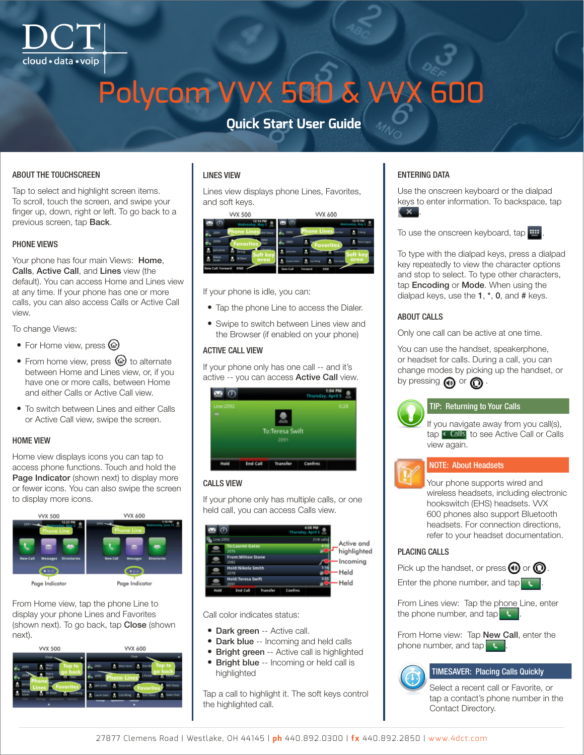DCT
cloud • data • voip

# Polycom VVX 500 & VVX 600

## Quick Start User Guide

### ABOUT THE TOUCHSCREEN

Tap to select and highlight screen items. To scroll, touch the screen, and swipe your finger up, down, right or left. To go back to a previous screen, tap **Back**.

### PHONE VIEWS

Your phone has four main Views: **Home**, **Calls**, **Active Call**, and **Lines** view (the default). You can access Home and Lines view at any time. If your phone has one or more calls, you can also access Calls or Active Call view.

To change Views:

- For Home view, press
- From home view, press to alternate between Home and Lines view, or, if you have one or more calls, between Home and either Calls or Active Call view.
- To switch between Lines and either Calls or Active Call view, swipe the screen.

### HOME VIEW

Home view displays icons you can tap to access phone functions. Touch and hold the **Page Indicator** (shown next) to display more or fewer icons. You can also swipe the screen to display more icons.

From Home view, tap the phone Line to display your phone Lines and Favorites (shown next). To go back, tap **Close** (shown next).

### LINES VIEW

Lines view displays phone Lines, Favorites, and soft keys.

If your phone is idle, you can:

- Tap the phone Line to access the Dialer.
- Swipe to switch between Lines view and the Browser (if enabled on your phone)

### ACTIVE CALL VIEW

If your phone only has one call -- and it's active -- you can access **Active Call** view.

### CALLS VIEW

If your phone only has multiple calls, or one held call, you can access Calls view.

Call color indicates status:

- **Dark green** -- Active call.
- **Dark blue** -- Incoming and held calls
- **Bright green** -- Active call is highlighted
- **Bright blue** -- Incoming or held call is highlighted

Tap a call to highlight it. The soft keys control the highlighted call.

### ENTERING DATA

Use the onscreen keyboard or the dialpad keys to enter information. To backspace, tap .

To use the onscreen keyboard, tap .

To type with the dialpad keys, press a dialpad key repeatedly to view the character options and stop to select. To type other characters, tap **Encoding** or **Mode**. When using the dialpad keys, use the **1**, *, **0**, and **#** keys.

### ABOUT CALLS

Only one call can be active at one time.

You can use the handset, speakerphone, or headset for calls. During a call, you can change modes by picking up the handset, or by pressing or .

**TIP: Returning to Your Calls**

If you navigate away from you call(s), tap Calls to see Active Call or Calls view again.

**NOTE: About Headsets**

Your phone supports wired and wireless headsets, including electronic hookswitch (EHS) headsets. VVX 600 phones also support Bluetooth headsets. For connection directions, refer to your headset documentation.

### PLACING CALLS

Pick up the handset, or press or .
Enter the phone number, and tap .

From Lines view: Tap the phone Line, enter the phone number, and tap .

From Home view: Tap **New Call**, enter the phone number, and tap .

**TIMESAVER: Placing Calls Quickly**

Select a recent call or Favorite, or tap a contact's phone number in the Contact Directory.

27877 Clemens Road | Westlake, OH 44145 | **ph** 440.892.0300 | **fx** 440.892.2850 | www.4dct.com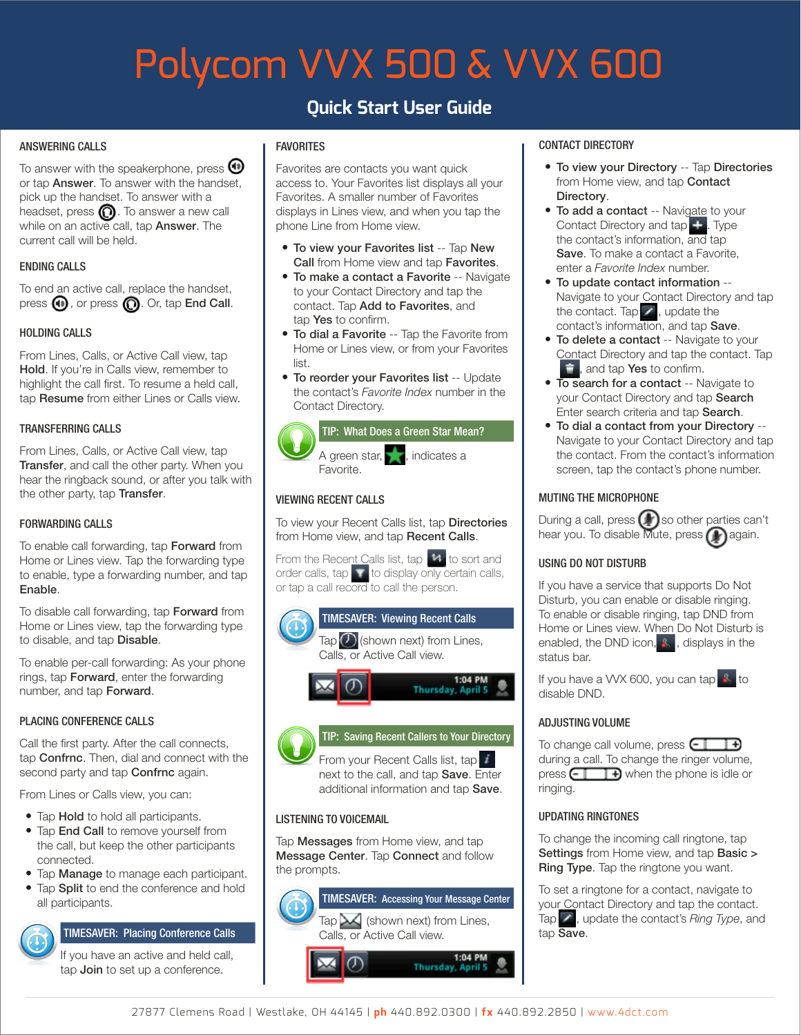# Polycom VVX 500 & VVX 600

## Quick Start User Guide

### ANSWERING CALLS

To answer with the speakerphone, press or tap **Answer**. To answer with the handset, pick up the handset. To answer with a headset, press . To answer a new call while on an active call, tap **Answer**. The current call will be held.

### ENDING CALLS

To end an active call, replace the handset, press , or press . Or, tap **End Call**.

### HOLDING CALLS

From Lines, Calls, or Active Call view, tap **Hold**. If you're in Calls view, remember to highlight the call first. To resume a held call, tap **Resume** from either Lines or Calls view.

### TRANSFERRING CALLS

From Lines, Calls, or Active Call view, tap **Transfer**, and call the other party. When you hear the ringback sound, or after you talk with the other party, tap **Transfer**.

### FORWARDING CALLS

To enable call forwarding, tap **Forward** from Home or Lines view. Tap the forwarding type to enable, type a forwarding number, and tap **Enable**.

To disable call forwarding, tap **Forward** from Home or Lines view, tap the forwarding type to disable, and tap **Disable**.

To enable per-call forwarding: As your phone rings, tap **Forward**, enter the forwarding number, and tap **Forward**.

### PLACING CONFERENCE CALLS

Call the first party. After the call connects, tap **Confrnc**. Then, dial and connect with the second party and tap **Confrnc** again.

From Lines or Calls view, you can:

- Tap **Hold** to hold all participants.
- Tap **End Call** to remove yourself from the call, but keep the other participants connected.
- Tap **Manage** to manage each participant.
- Tap **Split** to end the conference and hold all participants.

**TIMESAVER: Placing Conference Calls**

If you have an active and held call, tap **Join** to set up a conference.

### FAVORITES

Favorites are contacts you want quick access to. Your Favorites list displays all your Favorites. A smaller number of Favorites displays in Lines view, and when you tap the phone Line from Home view.

- **To view your Favorites list** -- Tap **New Call** from Home view and tap **Favorites**.
- **To make a contact a Favorite** -- Navigate to your Contact Directory and tap the contact. Tap **Add to Favorites**, and tap **Yes** to confirm.
- **To dial a Favorite** -- Tap the Favorite from Home or Lines view, or from your Favorites list.
- **To reorder your Favorites list** -- Update the contact's *Favorite Index* number in the Contact Directory.

**TIP: What Does a Green Star Mean?**

A green star, , indicates a Favorite.

### VIEWING RECENT CALLS

To view your Recent Calls list, tap **Directories** from Home view, and tap **Recent Calls**.

From the Recent Calls list, tap to sort and order calls, tap to display only certain calls, or tap a call record to call the person.

**TIMESAVER: Viewing Recent Calls**

Tap (shown next) from Lines, Calls, or Active Call view.

1:04 PM
Thursday, April 5

**TIP: Saving Recent Callers to Your Directory**

From your Recent Calls list, tap next to the call, and tap **Save**. Enter additional information and tap **Save**.

### LISTENING TO VOICEMAIL

Tap **Messages** from Home view, and tap **Message Center**. Tap **Connect** and follow the prompts.

**TIMESAVER: Accessing Your Message Center**

Tap (shown next) from Lines, Calls, or Active Call view.

1:04 PM
Thursday, April 5

### CONTACT DIRECTORY

- **To view your Directory** -- Tap **Directories** from Home view, and tap **Contact Directory**.
- **To add a contact** -- Navigate to your Contact Directory and tap . Type the contact's information, and tap **Save**. To make a contact a Favorite, enter a *Favorite Index* number.
- **To update contact information** -- Navigate to your Contact Directory and tap the contact. Tap , update the contact's information, and tap **Save**.
- **To delete a contact** -- Navigate to your Contact Directory and tap the contact. Tap , and tap **Yes** to confirm.
- **To search for a contact** -- Navigate to your Contact Directory and tap **Search**. Enter search criteria and tap **Search**.
- **To dial a contact from your Directory** -- Navigate to your Contact Directory and tap the contact. From the contact's information screen, tap the contact's phone number.

### MUTING THE MICROPHONE

During a call, press so other parties can't hear you. To disable Mute, press again.

### USING DO NOT DISTURB

If you have a service that supports Do Not Disturb, you can enable or disable ringing. To enable or disable ringing, tap DND from Home or Lines view. When Do Not Disturb is enabled, the DND icon, , displays in the status bar.

If you have a VVX 600, you can tap to disable DND.

### ADJUSTING VOLUME

To change call volume, press during a call. To change the ringer volume, press when the phone is idle or ringing.

### UPDATING RINGTONES

To change the incoming call ringtone, tap **Settings** from Home view, and tap **Basic > Ring Type**. Tap the ringtone you want.

To set a ringtone for a contact, navigate to your Contact Directory and tap the contact. Tap , update the contact's *Ring Type*, and tap **Save**.

27877 Clemens Road | Westlake, OH 44145 | **ph** 440.892.0300 | **fx** 440.892.2850 | www.4dct.com